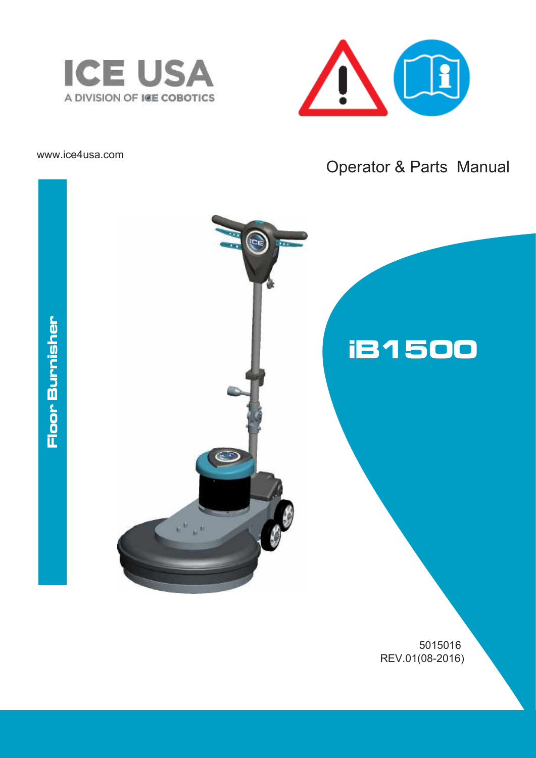# ICE USA

A DIVISION OF ICE COBOTICS

www.ice4usa.com

Operator & Parts Manual

Floor Burnisher

# iB1500

5015016

REV.01(08-2016)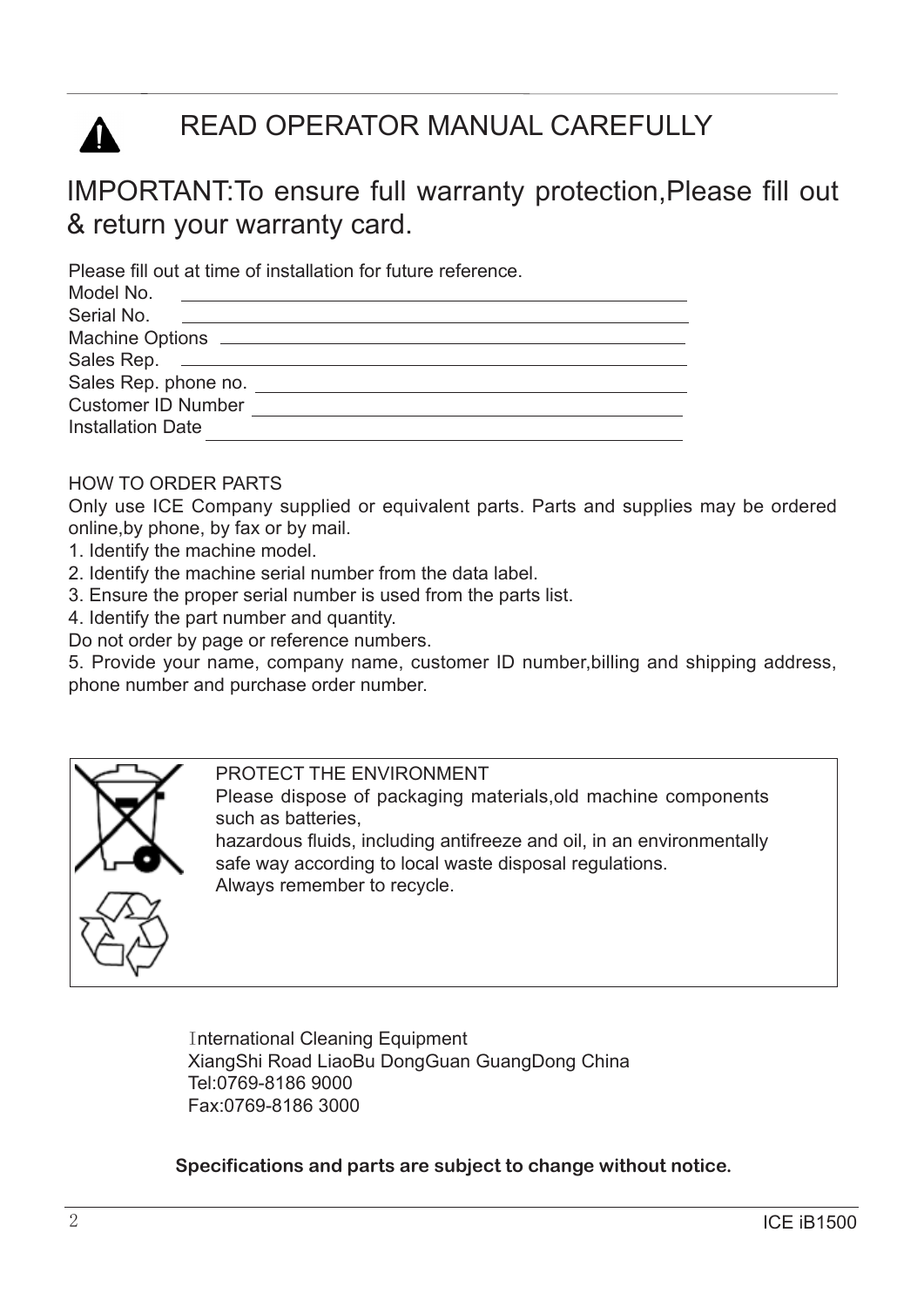# READ OPERATOR MANUAL CAREFULLY

## IMPORTANT:To ensure full warranty protection,Please fill out & return your warranty card.

Please fill out at time of installation for future reference.

Model No. \_\_\_\_\_\_\_\_\_\_\_\_\_\_\_\_\_\_\_\_\_\_\_\_\_\_\_\_\_\_

Serial No. \_\_\_\_\_\_\_\_\_\_\_\_\_\_\_\_\_\_\_\_\_\_\_\_\_\_\_\_\_\_

Machine Options \_\_\_\_\_\_\_\_\_\_\_\_\_\_\_\_\_\_\_\_\_\_\_\_\_\_\_\_\_\_

Sales Rep. \_\_\_\_\_\_\_\_\_\_\_\_\_\_\_\_\_\_\_\_\_\_\_\_\_\_\_\_\_\_

Sales Rep. phone no. \_\_\_\_\_\_\_\_\_\_\_\_\_\_\_\_\_\_\_\_\_\_\_\_\_\_\_\_\_\_

Customer ID Number \_\_\_\_\_\_\_\_\_\_\_\_\_\_\_\_\_\_\_\_\_\_\_\_\_\_\_\_\_\_

Installation Date \_\_\_\_\_\_\_\_\_\_\_\_\_\_\_\_\_\_\_\_\_\_\_\_\_\_\_\_\_\_

HOW TO ORDER PARTS

Only use ICE Company supplied or equivalent parts. Parts and supplies may be ordered online,by phone, by fax or by mail.

1. Identify the machine model.
2. Identify the machine serial number from the data label.
3. Ensure the proper serial number is used from the parts list.
4. Identify the part number and quantity.

Do not order by page or reference numbers.

5. Provide your name, company name, customer ID number,billing and shipping address, phone number and purchase order number.

PROTECT THE ENVIRONMENT

Please dispose of packaging materials,old machine components such as batteries,
hazardous fluids, including antifreeze and oil, in an environmentally safe way according to local waste disposal regulations.
Always remember to recycle.

International Cleaning Equipment
XiangShi Road LiaoBu DongGuan GuangDong China
Tel:0769-8186 9000
Fax:0769-8186 3000

**Specifications and parts are subject to change without notice.**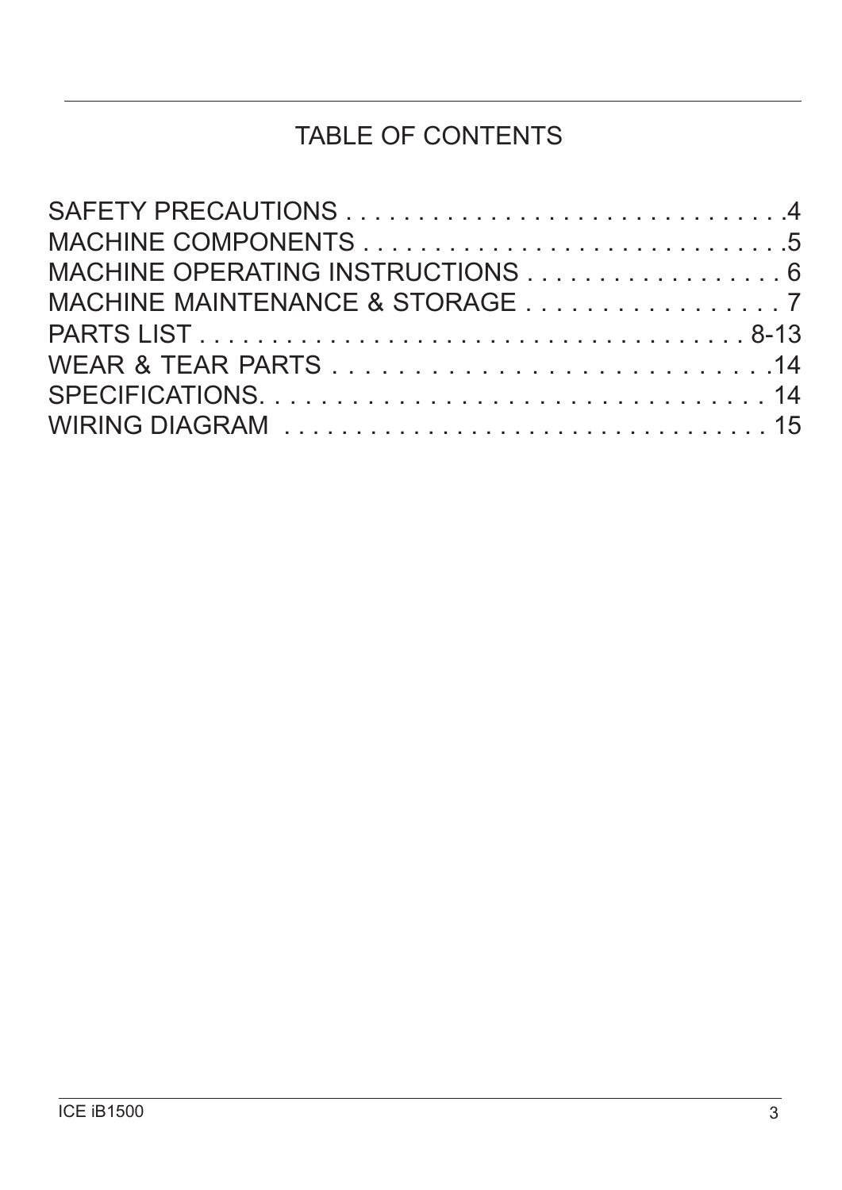# TABLE OF CONTENTS

| | |
|---|---|
| SAFETY PRECAUTIONS | 4 |
| MACHINE COMPONENTS | 5 |
| MACHINE OPERATING INSTRUCTIONS | 6 |
| MACHINE MAINTENANCE & STORAGE | 7 |
| PARTS LIST | 8-13 |
| WEAR & TEAR PARTS | 14 |
| SPECIFICATIONS. | 14 |
| WIRING DIAGRAM | 15 |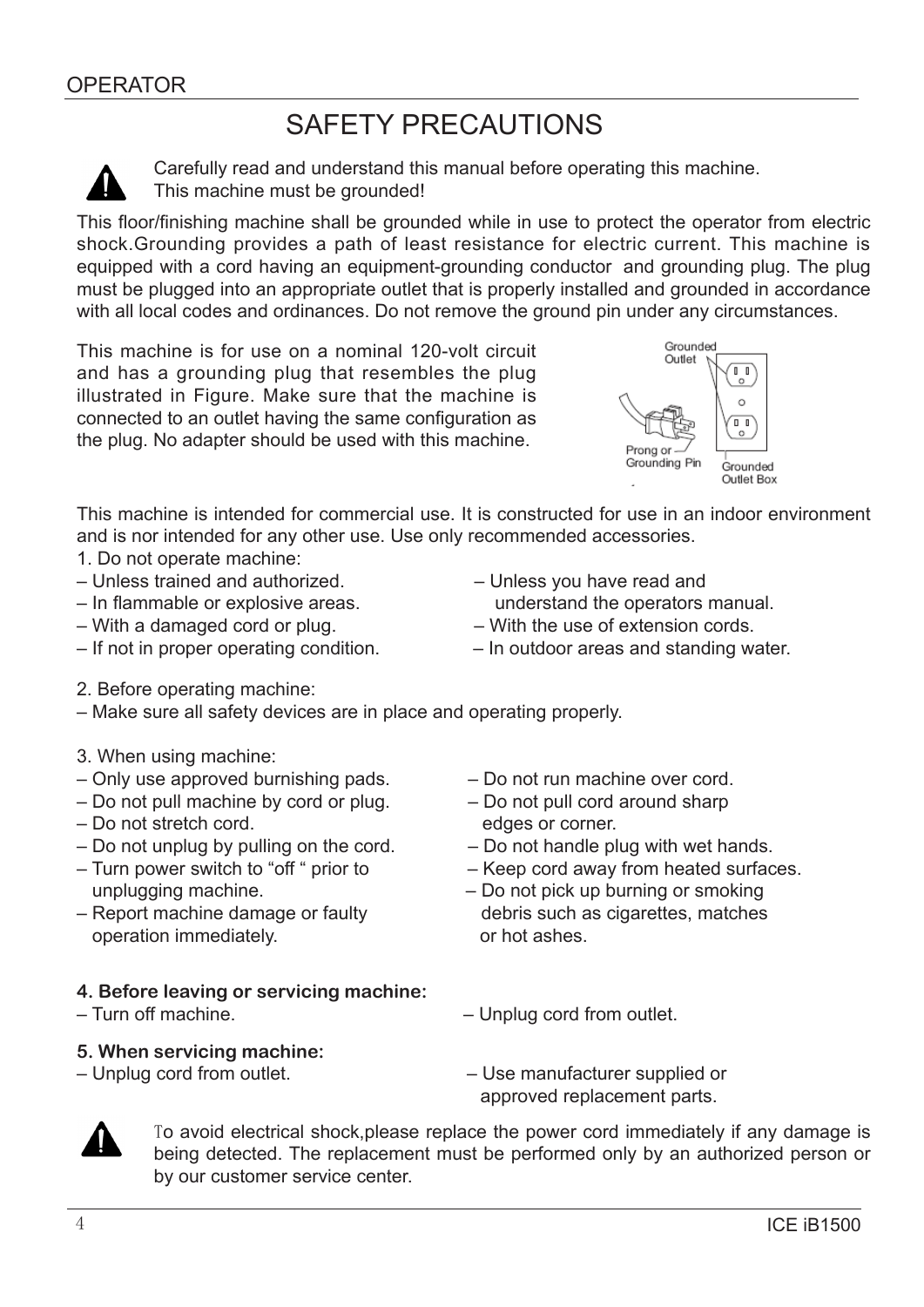OPERATOR

# SAFETY PRECAUTIONS

Carefully read and understand this manual before operating this machine.
This machine must be grounded!

This floor/finishing machine shall be grounded while in use to protect the operator from electric shock.Grounding provides a path of least resistance for electric current. This machine is equipped with a cord having an equipment-grounding conductor and grounding plug. The plug must be plugged into an appropriate outlet that is properly installed and grounded in accordance with all local codes and ordinances. Do not remove the ground pin under any circumstances.

This machine is for use on a nominal 120-volt circuit and has a grounding plug that resembles the plug illustrated in Figure. Make sure that the machine is connected to an outlet having the same configuration as the plug. No adapter should be used with this machine.

Grounded Outlet

Prong or Grounding Pin

Grounded Outlet Box

This machine is intended for commercial use. It is constructed for use in an indoor environment and is nor intended for any other use. Use only recommended accessories.

1. Do not operate machine:
– Unless trained and authorized.
– In flammable or explosive areas.
– With a damaged cord or plug.
– If not in proper operating condition.
– Unless you have read and understand the operators manual.
– With the use of extension cords.
– In outdoor areas and standing water.

2. Before operating machine:
– Make sure all safety devices are in place and operating properly.

3. When using machine:
– Only use approved burnishing pads.
– Do not pull machine by cord or plug.
– Do not stretch cord.
– Do not unplug by pulling on the cord.
– Turn power switch to "off " prior to unplugging machine.
– Report machine damage or faulty operation immediately.
– Do not run machine over cord.
– Do not pull cord around sharp edges or corner.
– Do not handle plug with wet hands.
– Keep cord away from heated surfaces.
– Do not pick up burning or smoking debris such as cigarettes, matches or hot ashes.

**4. Before leaving or servicing machine:**
– Turn off machine.
– Unplug cord from outlet.

**5. When servicing machine:**
– Unplug cord from outlet.
– Use manufacturer supplied or approved replacement parts.

To avoid electrical shock,please replace the power cord immediately if any damage is being detected. The replacement must be performed only by an authorized person or by our customer service center.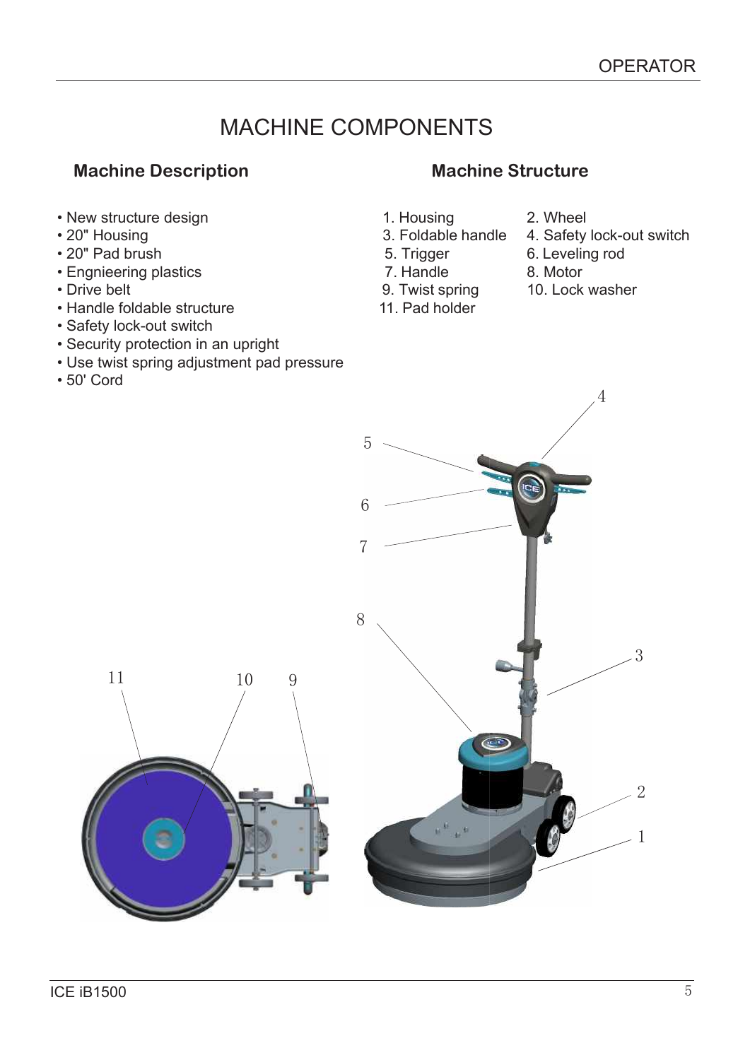# MACHINE COMPONENTS

## Machine Description

- New structure design
- 20" Housing
- 20" Pad brush
- Engnieering plastics
- Drive belt
- Handle foldable structure
- Safety lock-out switch
- Security protection in an upright
- Use twist spring adjustment pad pressure
- 50' Cord

## Machine Structure

1. Housing
2. Wheel
3. Foldable handle
4. Safety lock-out switch
5. Trigger
6. Leveling rod
7. Handle
8. Motor
9. Twist spring
10. Lock washer
11. Pad holder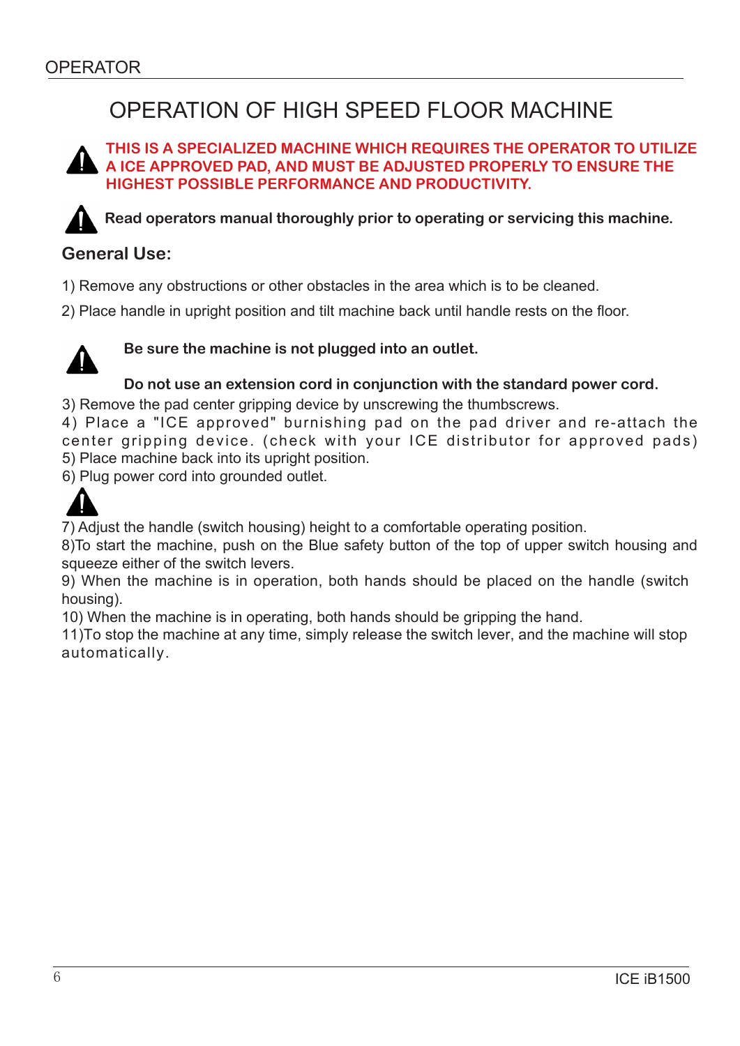# OPERATION OF HIGH SPEED FLOOR MACHINE

**THIS IS A SPECIALIZED MACHINE WHICH REQUIRES THE OPERATOR TO UTILIZE A ICE APPROVED PAD, AND MUST BE ADJUSTED PROPERLY TO ENSURE THE HIGHEST POSSIBLE PERFORMANCE AND PRODUCTIVITY.**

**Read operators manual thoroughly prior to operating or servicing this machine.**

## General Use:

1) Remove any obstructions or other obstacles in the area which is to be cleaned.

2) Place handle in upright position and tilt machine back until handle rests on the floor.

**Be sure the machine is not plugged into an outlet.**

**Do not use an extension cord in conjunction with the standard power cord.**

3) Remove the pad center gripping device by unscrewing the thumbscrews.
4) Place a "ICE approved" burnishing pad on the pad driver and re-attach the center gripping device. (check with your ICE distributor for approved pads)
5) Place machine back into its upright position.
6) Plug power cord into grounded outlet.

7) Adjust the handle (switch housing) height to a comfortable operating position.
8)To start the machine, push on the Blue safety button of the top of upper switch housing and squeeze either of the switch levers.
9) When the machine is in operation, both hands should be placed on the handle (switch housing).
10) When the machine is in operating, both hands should be gripping the hand.
11)To stop the machine at any time, simply release the switch lever, and the machine will stop automatically.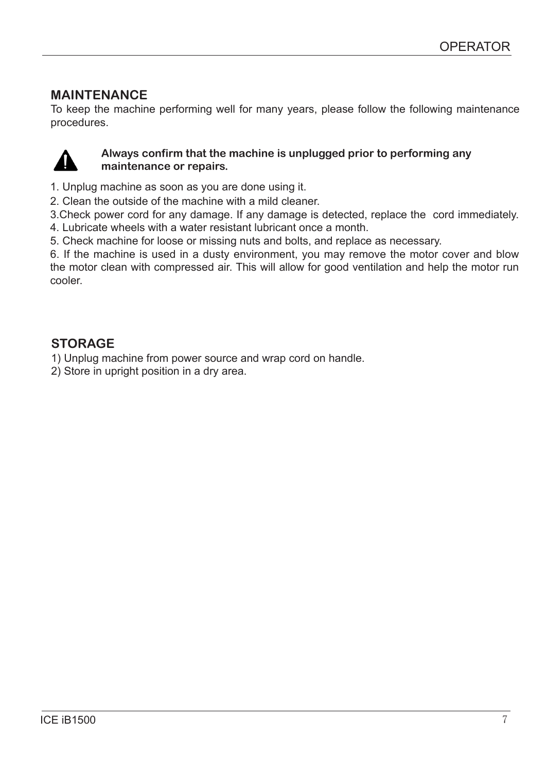## MAINTENANCE

To keep the machine performing well for many years, please follow the following maintenance procedures.

**Always confirm that the machine is unplugged prior to performing any maintenance or repairs.**

1. Unplug machine as soon as you are done using it.
2. Clean the outside of the machine with a mild cleaner.
3. Check power cord for any damage. If any damage is detected, replace the cord immediately.
4. Lubricate wheels with a water resistant lubricant once a month.
5. Check machine for loose or missing nuts and bolts, and replace as necessary.
6. If the machine is used in a dusty environment, you may remove the motor cover and blow the motor clean with compressed air. This will allow for good ventilation and help the motor run cooler.

## STORAGE

1) Unplug machine from power source and wrap cord on handle.
2) Store in upright position in a dry area.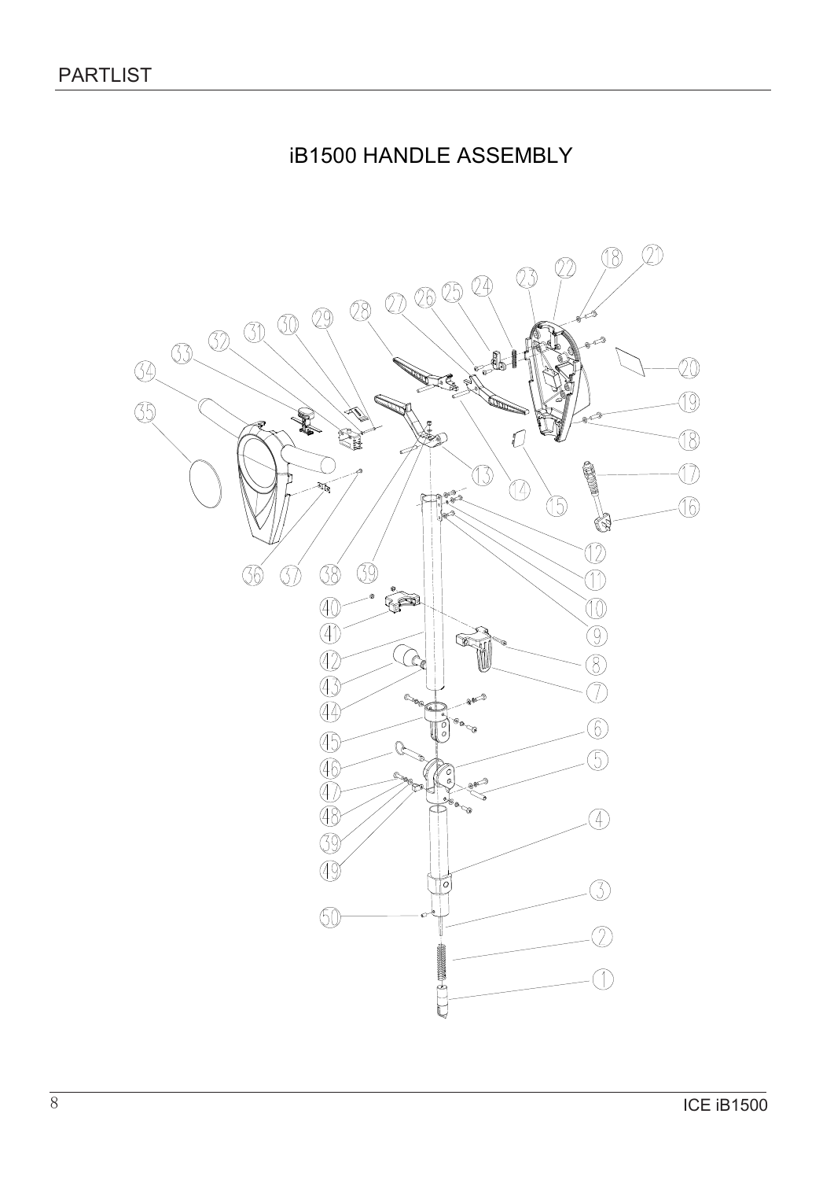PARTLIST

# iB1500 HANDLE ASSEMBLY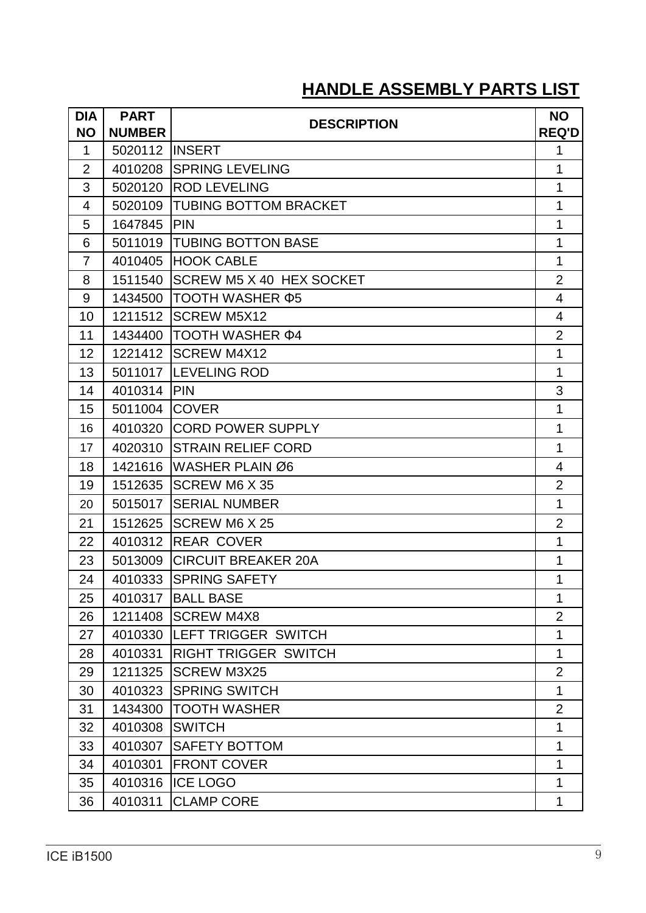## HANDLE ASSEMBLY PARTS LIST

| DIA NO | PART NUMBER | DESCRIPTION | NO REQ'D |
|---|---|---|---|
| 1 | 5020112 | INSERT | 1 |
| 2 | 4010208 | SPRING LEVELING | 1 |
| 3 | 5020120 | ROD LEVELING | 1 |
| 4 | 5020109 | TUBING BOTTOM BRACKET | 1 |
| 5 | 1647845 | PIN | 1 |
| 6 | 5011019 | TUBING BOTTON BASE | 1 |
| 7 | 4010405 | HOOK CABLE | 1 |
| 8 | 1511540 | SCREW M5 X 40 HEX SOCKET | 2 |
| 9 | 1434500 | TOOTH WASHER Φ5 | 4 |
| 10 | 1211512 | SCREW M5X12 | 4 |
| 11 | 1434400 | TOOTH WASHER Φ4 | 2 |
| 12 | 1221412 | SCREW M4X12 | 1 |
| 13 | 5011017 | LEVELING ROD | 1 |
| 14 | 4010314 | PIN | 3 |
| 15 | 5011004 | COVER | 1 |
| 16 | 4010320 | CORD POWER SUPPLY | 1 |
| 17 | 4020310 | STRAIN RELIEF CORD | 1 |
| 18 | 1421616 | WASHER PLAIN Ø6 | 4 |
| 19 | 1512635 | SCREW M6 X 35 | 2 |
| 20 | 5015017 | SERIAL NUMBER | 1 |
| 21 | 1512625 | SCREW M6 X 25 | 2 |
| 22 | 4010312 | REAR COVER | 1 |
| 23 | 5013009 | CIRCUIT BREAKER 20A | 1 |
| 24 | 4010333 | SPRING SAFETY | 1 |
| 25 | 4010317 | BALL BASE | 1 |
| 26 | 1211408 | SCREW M4X8 | 2 |
| 27 | 4010330 | LEFT TRIGGER SWITCH | 1 |
| 28 | 4010331 | RIGHT TRIGGER SWITCH | 1 |
| 29 | 1211325 | SCREW M3X25 | 2 |
| 30 | 4010323 | SPRING SWITCH | 1 |
| 31 | 1434300 | TOOTH WASHER | 2 |
| 32 | 4010308 | SWITCH | 1 |
| 33 | 4010307 | SAFETY BOTTOM | 1 |
| 34 | 4010301 | FRONT COVER | 1 |
| 35 | 4010316 | ICE LOGO | 1 |
| 36 | 4010311 | CLAMP CORE | 1 |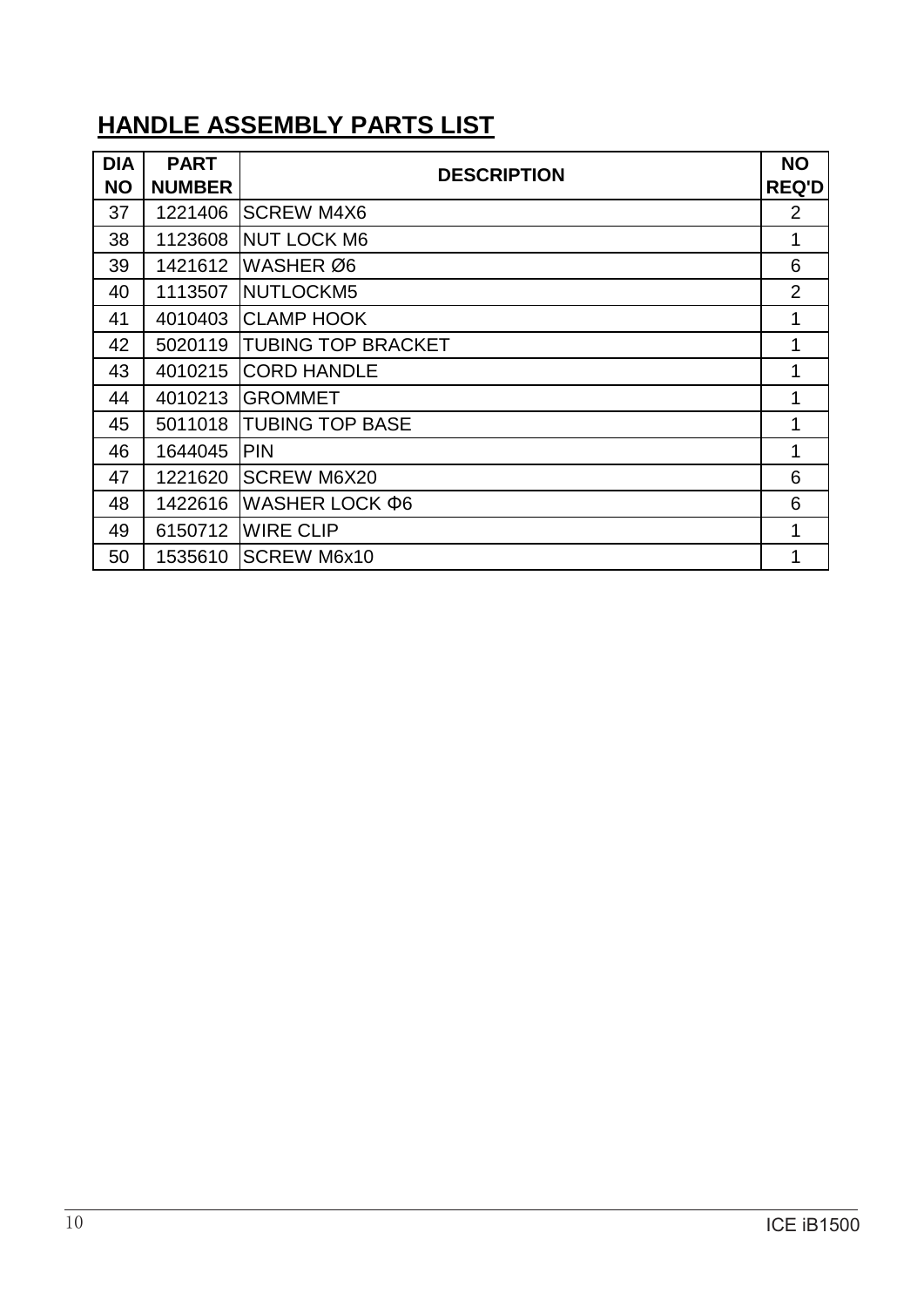## HANDLE ASSEMBLY PARTS LIST

| DIA NO | PART NUMBER | DESCRIPTION | NO REQ'D |
|---|---|---|---|
| 37 | 1221406 | SCREW M4X6 | 2 |
| 38 | 1123608 | NUT LOCK M6 | 1 |
| 39 | 1421612 | WASHER Ø6 | 6 |
| 40 | 1113507 | NUTLOCKM5 | 2 |
| 41 | 4010403 | CLAMP HOOK | 1 |
| 42 | 5020119 | TUBING TOP BRACKET | 1 |
| 43 | 4010215 | CORD HANDLE | 1 |
| 44 | 4010213 | GROMMET | 1 |
| 45 | 5011018 | TUBING TOP BASE | 1 |
| 46 | 1644045 | PIN | 1 |
| 47 | 1221620 | SCREW M6X20 | 6 |
| 48 | 1422616 | WASHER LOCK Φ6 | 6 |
| 49 | 6150712 | WIRE CLIP | 1 |
| 50 | 1535610 | SCREW M6x10 | 1 |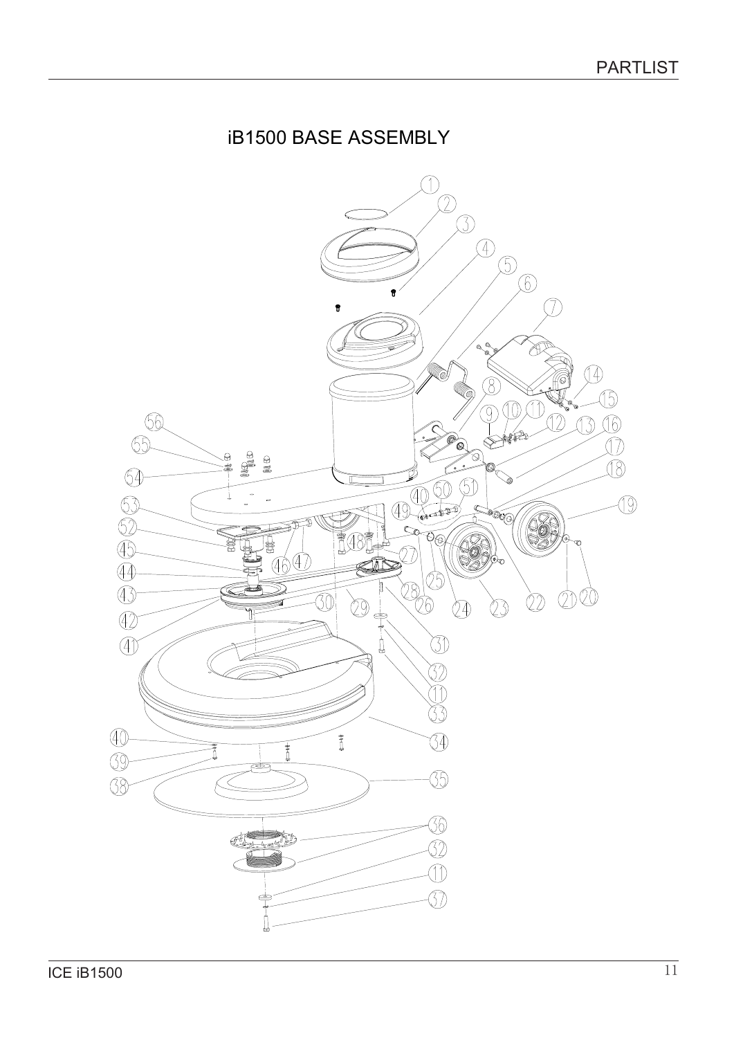# iB1500 BASE ASSEMBLY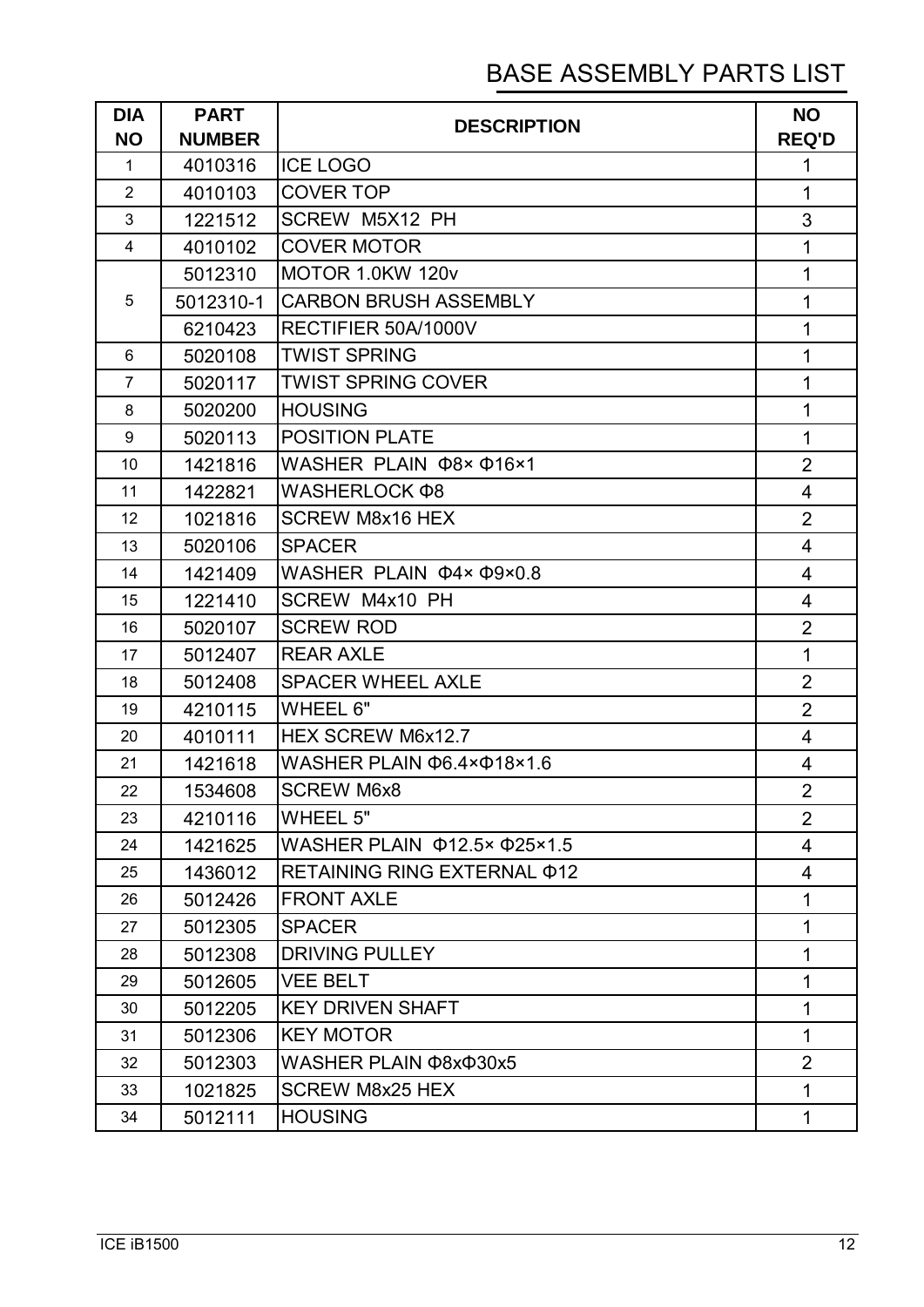# BASE ASSEMBLY PARTS LIST

| DIA NO | PART NUMBER | DESCRIPTION | NO REQ'D |
|---|---|---|---|
| 1 | 4010316 | ICE LOGO | 1 |
| 2 | 4010103 | COVER TOP | 1 |
| 3 | 1221512 | SCREW M5X12 PH | 3 |
| 4 | 4010102 | COVER MOTOR | 1 |
| 5 | 5012310 | MOTOR 1.0KW 120v | 1 |
| | 5012310-1 | CARBON BRUSH ASSEMBLY | 1 |
| | 6210423 | RECTIFIER 50A/1000V | 1 |
| 6 | 5020108 | TWIST SPRING | 1 |
| 7 | 5020117 | TWIST SPRING COVER | 1 |
| 8 | 5020200 | HOUSING | 1 |
| 9 | 5020113 | POSITION PLATE | 1 |
| 10 | 1421816 | WASHER PLAIN Φ8× Φ16×1 | 2 |
| 11 | 1422821 | WASHERLOCK Φ8 | 4 |
| 12 | 1021816 | SCREW M8x16 HEX | 2 |
| 13 | 5020106 | SPACER | 4 |
| 14 | 1421409 | WASHER PLAIN Φ4× Φ9×0.8 | 4 |
| 15 | 1221410 | SCREW M4x10 PH | 4 |
| 16 | 5020107 | SCREW ROD | 2 |
| 17 | 5012407 | REAR AXLE | 1 |
| 18 | 5012408 | SPACER WHEEL AXLE | 2 |
| 19 | 4210115 | WHEEL 6" | 2 |
| 20 | 4010111 | HEX SCREW M6x12.7 | 4 |
| 21 | 1421618 | WASHER PLAIN Φ6.4×Φ18×1.6 | 4 |
| 22 | 1534608 | SCREW M6x8 | 2 |
| 23 | 4210116 | WHEEL 5" | 2 |
| 24 | 1421625 | WASHER PLAIN Φ12.5× Φ25×1.5 | 4 |
| 25 | 1436012 | RETAINING RING EXTERNAL Φ12 | 4 |
| 26 | 5012426 | FRONT AXLE | 1 |
| 27 | 5012305 | SPACER | 1 |
| 28 | 5012308 | DRIVING PULLEY | 1 |
| 29 | 5012605 | VEE BELT | 1 |
| 30 | 5012205 | KEY DRIVEN SHAFT | 1 |
| 31 | 5012306 | KEY MOTOR | 1 |
| 32 | 5012303 | WASHER PLAIN Φ8xΦ30x5 | 2 |
| 33 | 1021825 | SCREW M8x25 HEX | 1 |
| 34 | 5012111 | HOUSING | 1 |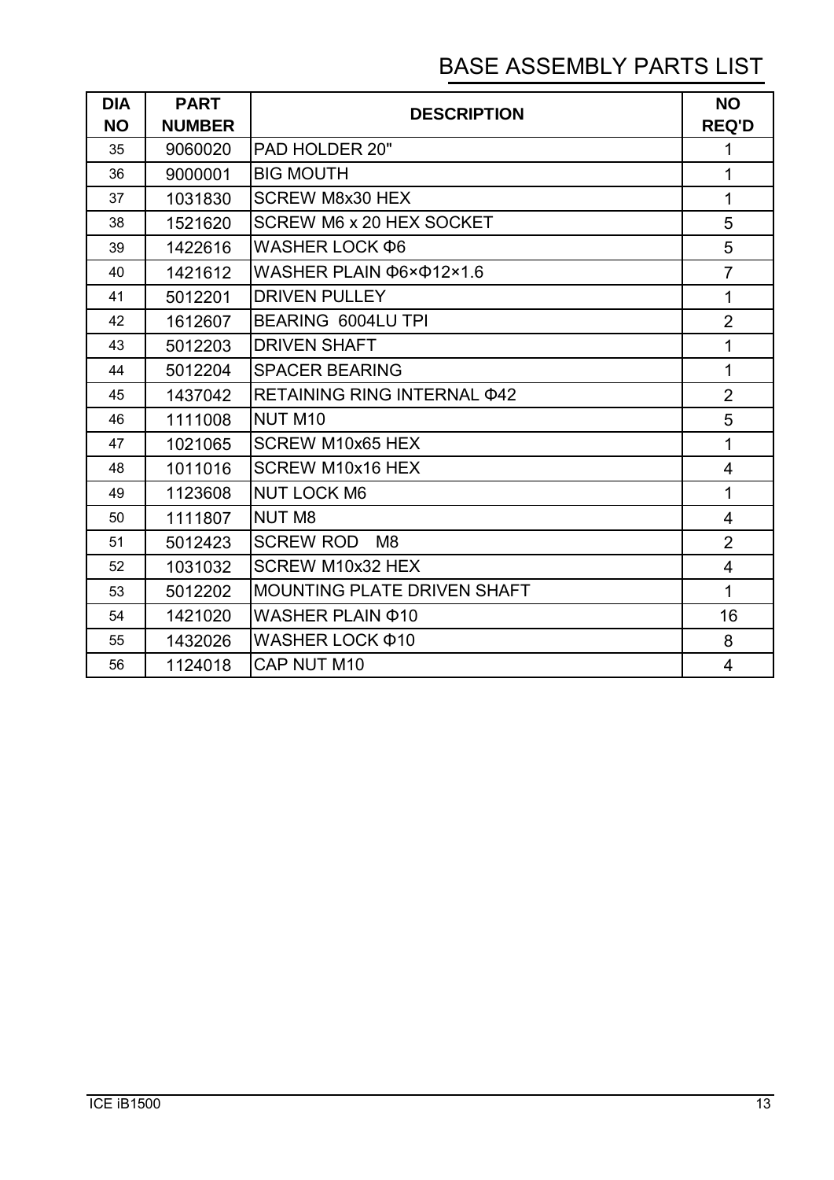# BASE ASSEMBLY PARTS LIST

| DIA NO | PART NUMBER | DESCRIPTION | NO REQ'D |
|---|---|---|---|
| 35 | 9060020 | PAD HOLDER 20" | 1 |
| 36 | 9000001 | BIG MOUTH | 1 |
| 37 | 1031830 | SCREW M8x30 HEX | 1 |
| 38 | 1521620 | SCREW M6 x 20 HEX SOCKET | 5 |
| 39 | 1422616 | WASHER LOCK Φ6 | 5 |
| 40 | 1421612 | WASHER PLAIN Φ6×Φ12×1.6 | 7 |
| 41 | 5012201 | DRIVEN PULLEY | 1 |
| 42 | 1612607 | BEARING 6004LU TPI | 2 |
| 43 | 5012203 | DRIVEN SHAFT | 1 |
| 44 | 5012204 | SPACER BEARING | 1 |
| 45 | 1437042 | RETAINING RING INTERNAL Φ42 | 2 |
| 46 | 1111008 | NUT M10 | 5 |
| 47 | 1021065 | SCREW M10x65 HEX | 1 |
| 48 | 1011016 | SCREW M10x16 HEX | 4 |
| 49 | 1123608 | NUT LOCK M6 | 1 |
| 50 | 1111807 | NUT M8 | 4 |
| 51 | 5012423 | SCREW ROD M8 | 2 |
| 52 | 1031032 | SCREW M10x32 HEX | 4 |
| 53 | 5012202 | MOUNTING PLATE DRIVEN SHAFT | 1 |
| 54 | 1421020 | WASHER PLAIN Φ10 | 16 |
| 55 | 1432026 | WASHER LOCK Φ10 | 8 |
| 56 | 1124018 | CAP NUT M10 | 4 |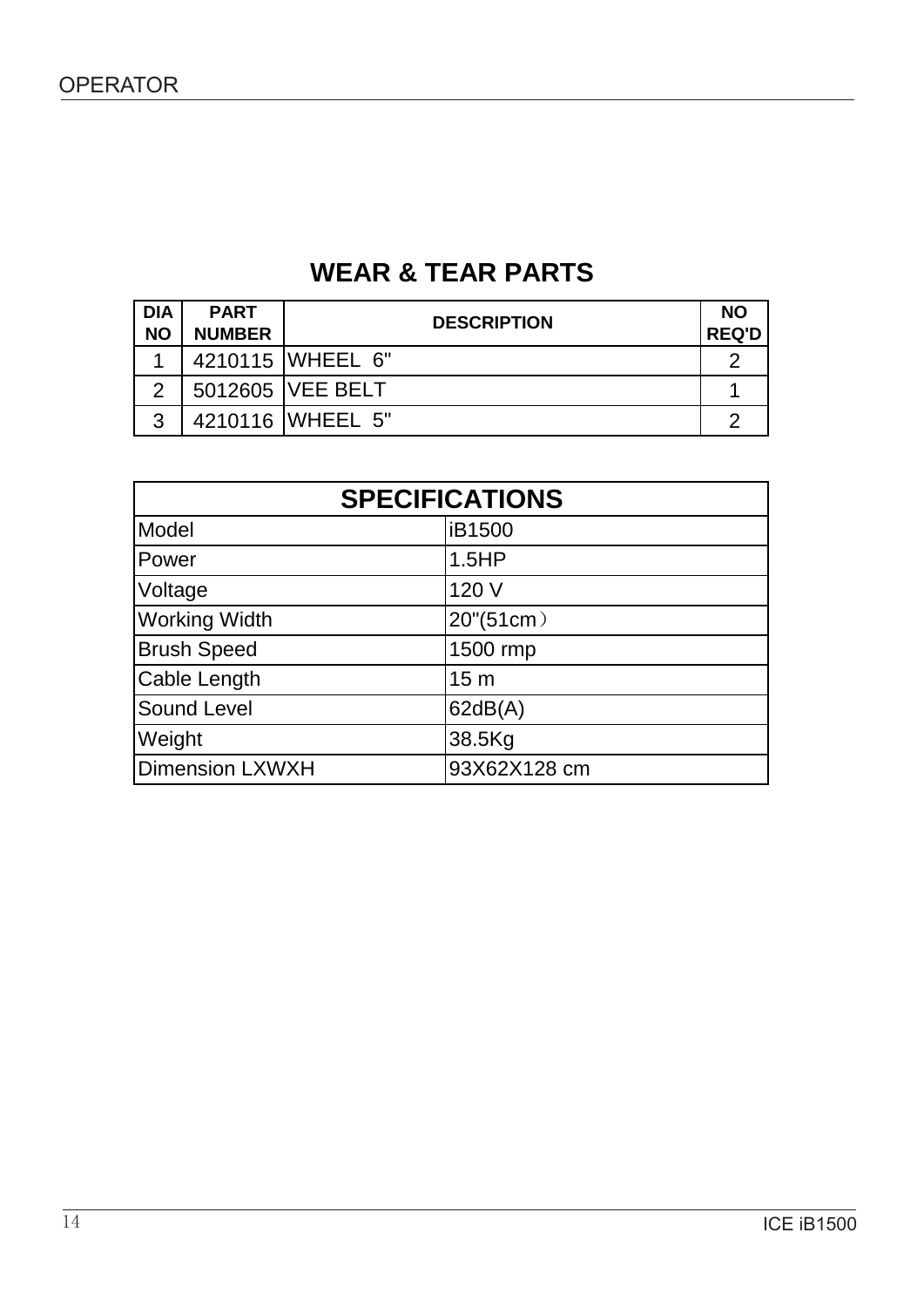## WEAR & TEAR PARTS

| DIA NO | PART NUMBER | DESCRIPTION | NO REQ'D |
|---|---|---|---|
| 1 | 4210115 | WHEEL 6" | 2 |
| 2 | 5012605 | VEE BELT | 1 |
| 3 | 4210116 | WHEEL 5" | 2 |

| SPECIFICATIONS | |
|---|---|
| Model | iB1500 |
| Power | 1.5HP |
| Voltage | 120 V |
| Working Width | 20"(51cm） |
| Brush Speed | 1500 rmp |
| Cable Length | 15 m |
| Sound Level | 62dB(A) |
| Weight | 38.5Kg |
| Dimension LXWXH | 93X62X128 cm |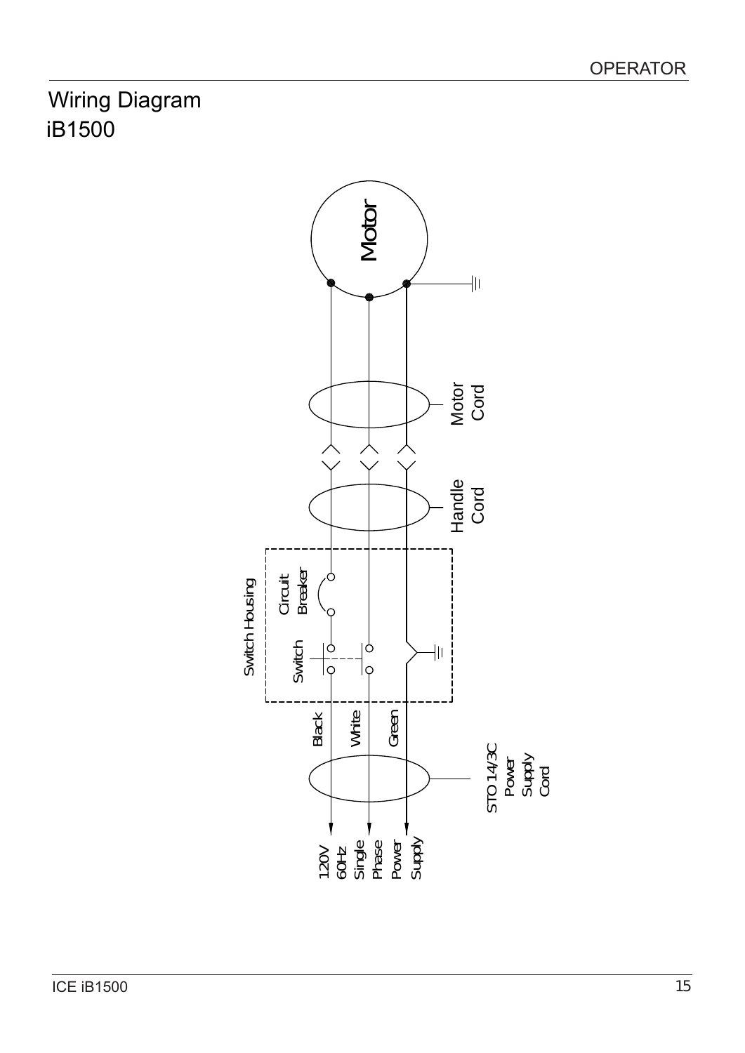# Wiring Diagram

## iB1500

Motor

Motor Cord

Handle Cord

Switch Housing

Circuit Breaker

Switch

Black

White

Green

STO 14/3C Power Supply Cord

120V 60Hz Single Phase Power Supply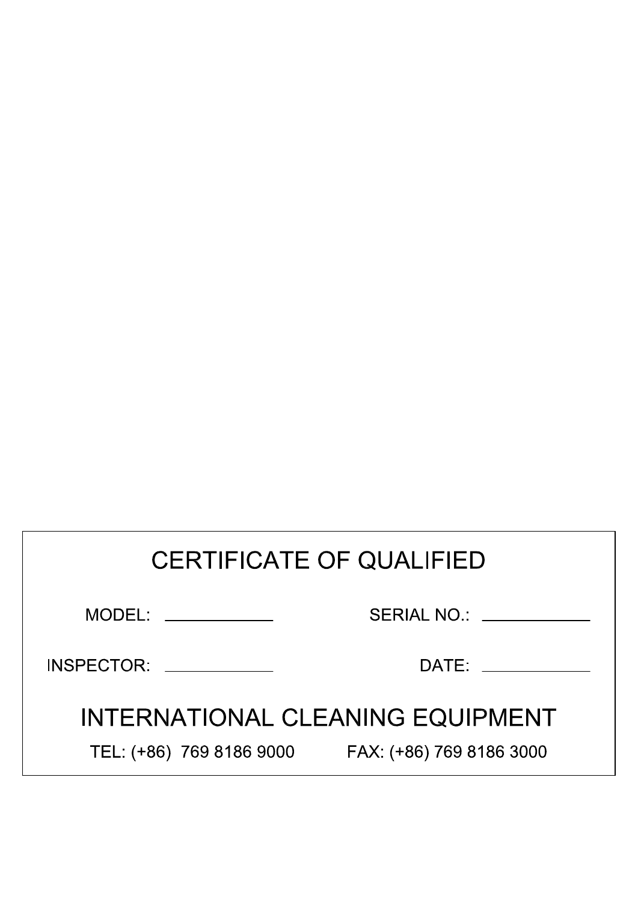# CERTIFICATE OF QUALIFIED

MODEL: ____________ SERIAL NO.: ____________

INSPECTOR: ____________ DATE: ____________

## INTERNATIONAL CLEANING EQUIPMENT

TEL: (+86) 769 8186 9000 FAX: (+86) 769 8186 3000